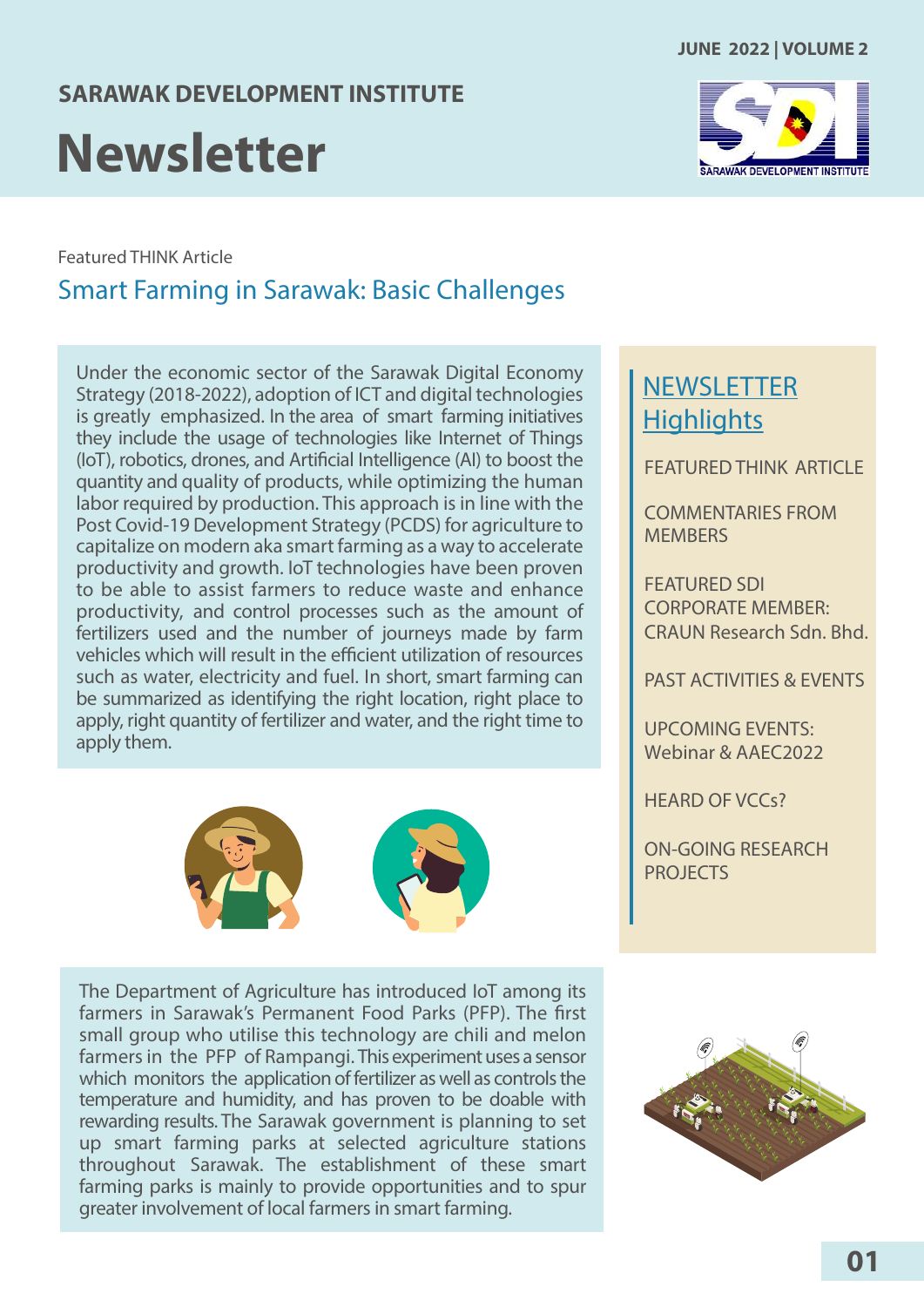# SARAWAK DEVELOPMENT INSTITUTE

# Newsletter

JUNE 2022 | VOLUME 2

Featured THINK Article

## Smart Farming in Sarawak: Basic Challenges

Under the economic sector of the Sarawak Digital Economy Strategy (2018-2022), adoption of ICT and digital technologies is greatly emphasized. In the area of smart farming initiatives they include the usage of technologies like Internet of Things (IoT), robotics, drones, and Artificial Intelligence (AI) to boost the quantity and quality of products, while optimizing the human labor required by production. This approach is in line with the Post Covid-19 Development Strategy (PCDS) for agriculture to capitalize on modern aka smart farming as a way to accelerate productivity and growth. IoT technologies have been proven to be able to assist farmers to reduce waste and enhance productivity, and control processes such as the amount of fertilizers used and the number of journeys made by farm vehicles which will result in the efficient utilization of resources such as water, electricity and fuel. In short, smart farming can be summarized as identifying the right location, right place to apply, right quantity of fertilizer and water, and the right time to apply them.

The Department of Agriculture has introduced IoT among its farmers in Sarawak's Permanent Food Parks (PFP). The first small group who utilise this technology are chili and melon farmers in the PFP of Rampangi. This experiment uses a sensor which monitors the application of fertilizer as well as controls the temperature and humidity, and has proven to be doable with rewarding results. The Sarawak government is planning to set up smart farming parks at selected agriculture stations throughout Sarawak. The establishment of these smart farming parks is mainly to provide opportunities and to spur greater involvement of local farmers in smart farming.

## NEWSLETTER Highlights

- FEATURED THINK ARTICLE
- COMMENTARIES FROM MEMBERS
- FEATURED SDI CORPORATE MEMBER: CRAUN Research Sdn. Bhd.
- PAST ACTIVITIES & EVENTS
- UPCOMING EVENTS: Webinar & AAEC2022
- HEARD OF VCCs?
- ON-GOING RESEARCH PROJECTS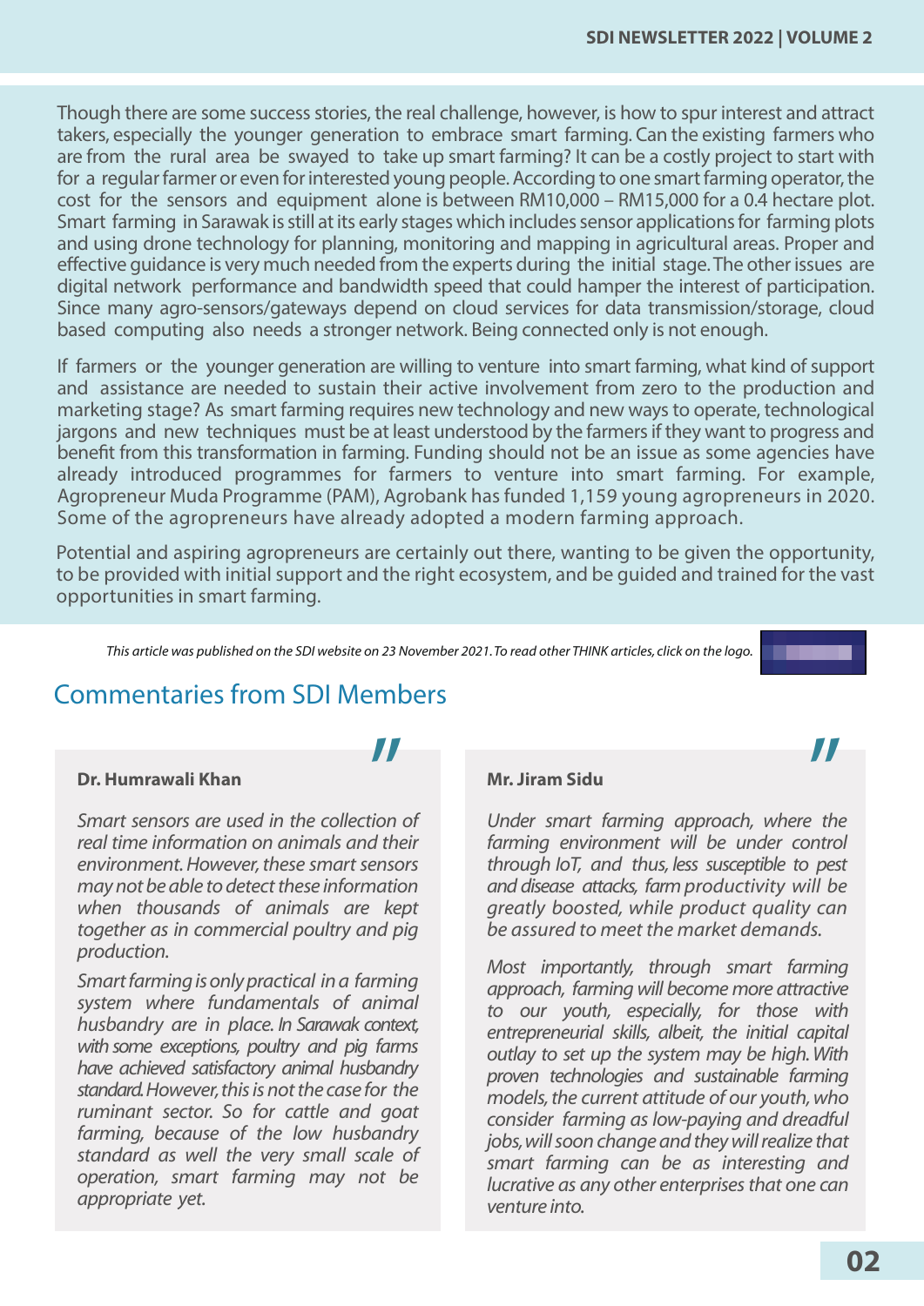Though there are some success stories, the real challenge, however, is how to spur interest and attract takers, especially the younger generation to embrace smart farming. Can the existing farmers who are from the rural area be swayed to take up smart farming? It can be a costly project to start with for a regular farmer or even for interested young people. According to one smart farming operator, the cost for the sensors and equipment alone is between RM10,000 – RM15,000 for a 0.4 hectare plot. Smart farming in Sarawak is still at its early stages which includes sensor applications for farming plots and using drone technology for planning, monitoring and mapping in agricultural areas. Proper and effective guidance is very much needed from the experts during the initial stage. The other issues are digital network performance and bandwidth speed that could hamper the interest of participation. Since many agro-sensors/gateways depend on cloud services for data transmission/storage, cloud based computing also needs a stronger network. Being connected only is not enough.

If farmers or the younger generation are willing to venture into smart farming, what kind of support and assistance are needed to sustain their active involvement from zero to the production and marketing stage? As smart farming requires new technology and new ways to operate, technological jargons and new techniques must be at least understood by the farmers if they want to progress and benefit from this transformation in farming. Funding should not be an issue as some agencies have already introduced programmes for farmers to venture into smart farming. For example, Agropreneur Muda Programme (PAM), Agrobank has funded 1,159 young agropreneurs in 2020. Some of the agropreneurs have already adopted a modern farming approach.

Potential and aspiring agropreneurs are certainly out there, wanting to be given the opportunity, to be provided with initial support and the right ecosystem, and be guided and trained for the vast opportunities in smart farming.

*This article was published on the SDI website on 23 November 2021. To read other THINK articles, click on the logo.*

## Commentaries from SDI Members

**Dr. Humrawali Khan**

*Smart sensors are used in the collection of real time information on animals and their environment. However, these smart sensors may not be able to detect these information when thousands of animals are kept together as in commercial poultry and pig production.*

*Smart farming is only practical in a farming system where fundamentals of animal husbandry are in place. In Sarawak context, with some exceptions, poultry and pig farms have achieved satisfactory animal husbandry standard. However, this is not the case for the ruminant sector. So for cattle and goat farming, because of the low husbandry standard as well the very small scale of operation, smart farming may not be appropriate yet.*

**Mr. Jiram Sidu**

*Under smart farming approach, where the farming environment will be under control through IoT, and thus, less susceptible to pest and disease attacks, farm productivity will be greatly boosted, while product quality can be assured to meet the market demands.*

*Most importantly, through smart farming approach, farming will become more attractive to our youth, especially, for those with entrepreneurial skills, albeit, the initial capital outlay to set up the system may be high. With proven technologies and sustainable farming models, the current attitude of our youth, who consider farming as low-paying and dreadful jobs, will soon change and they will realize that smart farming can be as interesting and lucrative as any other enterprises that one can venture into.*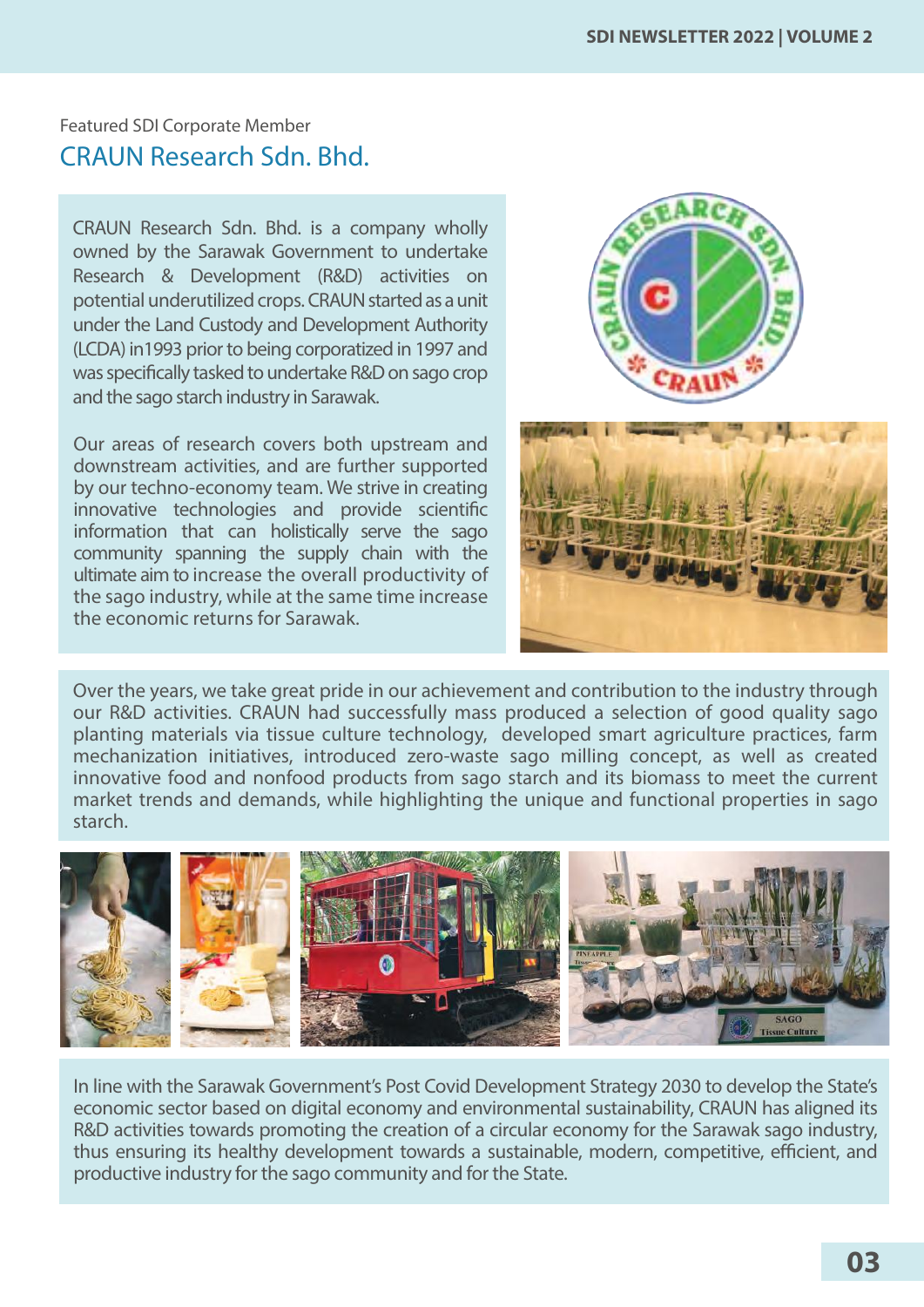Featured SDI Corporate Member

## CRAUN Research Sdn. Bhd.

CRAUN Research Sdn. Bhd. is a company wholly owned by the Sarawak Government to undertake Research & Development (R&D) activities on potential underutilized crops. CRAUN started as a unit under the Land Custody and Development Authority (LCDA) in1993 prior to being corporatized in 1997 and was specifically tasked to undertake R&D on sago crop and the sago starch industry in Sarawak.

Our areas of research covers both upstream and downstream activities, and are further supported by our techno-economy team. We strive in creating innovative technologies and provide scientific information that can holistically serve the sago community spanning the supply chain with the ultimate aim to increase the overall productivity of the sago industry, while at the same time increase the economic returns for Sarawak.

Over the years, we take great pride in our achievement and contribution to the industry through our R&D activities. CRAUN had successfully mass produced a selection of good quality sago planting materials via tissue culture technology, developed smart agriculture practices, farm mechanization initiatives, introduced zero-waste sago milling concept, as well as created innovative food and nonfood products from sago starch and its biomass to meet the current market trends and demands, while highlighting the unique and functional properties in sago starch.

In line with the Sarawak Government's Post Covid Development Strategy 2030 to develop the State's economic sector based on digital economy and environmental sustainability, CRAUN has aligned its R&D activities towards promoting the creation of a circular economy for the Sarawak sago industry, thus ensuring its healthy development towards a sustainable, modern, competitive, efficient, and productive industry for the sago community and for the State.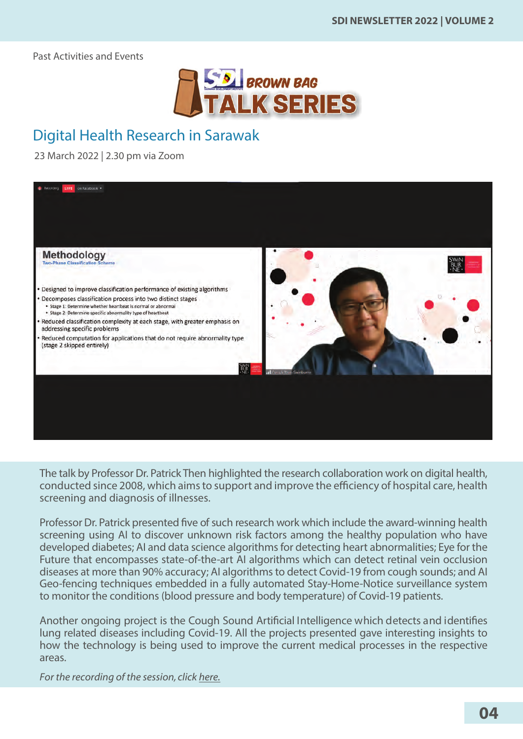Past Activities and Events

BROWN BAG TALK SERIES

## Digital Health Research in Sarawak

23 March 2022 | 2.30 pm via Zoom

The talk by Professor Dr. Patrick Then highlighted the research collaboration work on digital health, conducted since 2008, which aims to support and improve the efficiency of hospital care, health screening and diagnosis of illnesses.

Professor Dr. Patrick presented five of such research work which include the award-winning health screening using AI to discover unknown risk factors among the healthy population who have developed diabetes; AI and data science algorithms for detecting heart abnormalities; Eye for the Future that encompasses state-of-the-art AI algorithms which can detect retinal vein occlusion diseases at more than 90% accuracy; AI algorithms to detect Covid-19 from cough sounds; and AI Geo-fencing techniques embedded in a fully automated Stay-Home-Notice surveillance system to monitor the conditions (blood pressure and body temperature) of Covid-19 patients.

Another ongoing project is the Cough Sound Artificial Intelligence which detects and identifies lung related diseases including Covid-19. All the projects presented gave interesting insights to how the technology is being used to improve the current medical processes in the respective areas.

*For the recording of the session, click here.*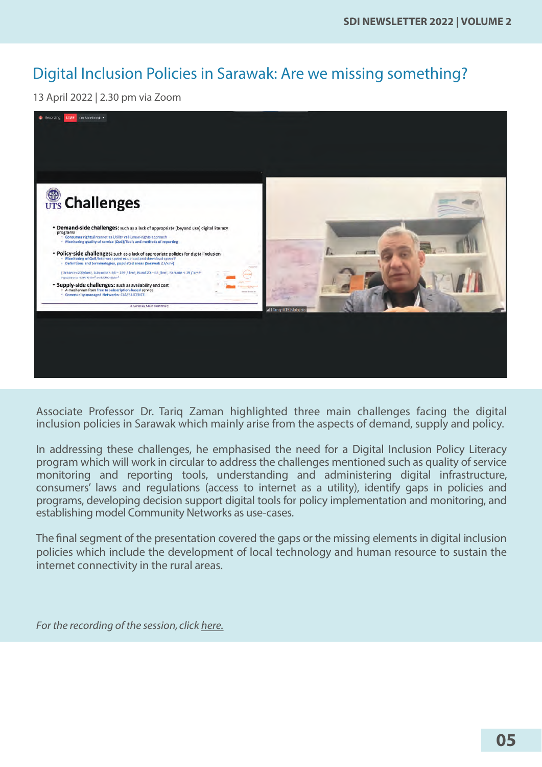# Digital Inclusion Policies in Sarawak: Are we missing something?

13 April 2022 | 2.30 pm via Zoom

Associate Professor Dr. Tariq Zaman highlighted three main challenges facing the digital inclusion policies in Sarawak which mainly arise from the aspects of demand, supply and policy.

In addressing these challenges, he emphasised the need for a Digital Inclusion Policy Literacy program which will work in circular to address the challenges mentioned such as quality of service monitoring and reporting tools, understanding and administering digital infrastructure, consumers' laws and regulations (access to internet as a utility), identify gaps in policies and programs, developing decision support digital tools for policy implementation and monitoring, and establishing model Community Networks as use-cases.

The final segment of the presentation covered the gaps or the missing elements in digital inclusion policies which include the development of local technology and human resource to sustain the internet connectivity in the rural areas.

*For the recording of the session, click here.*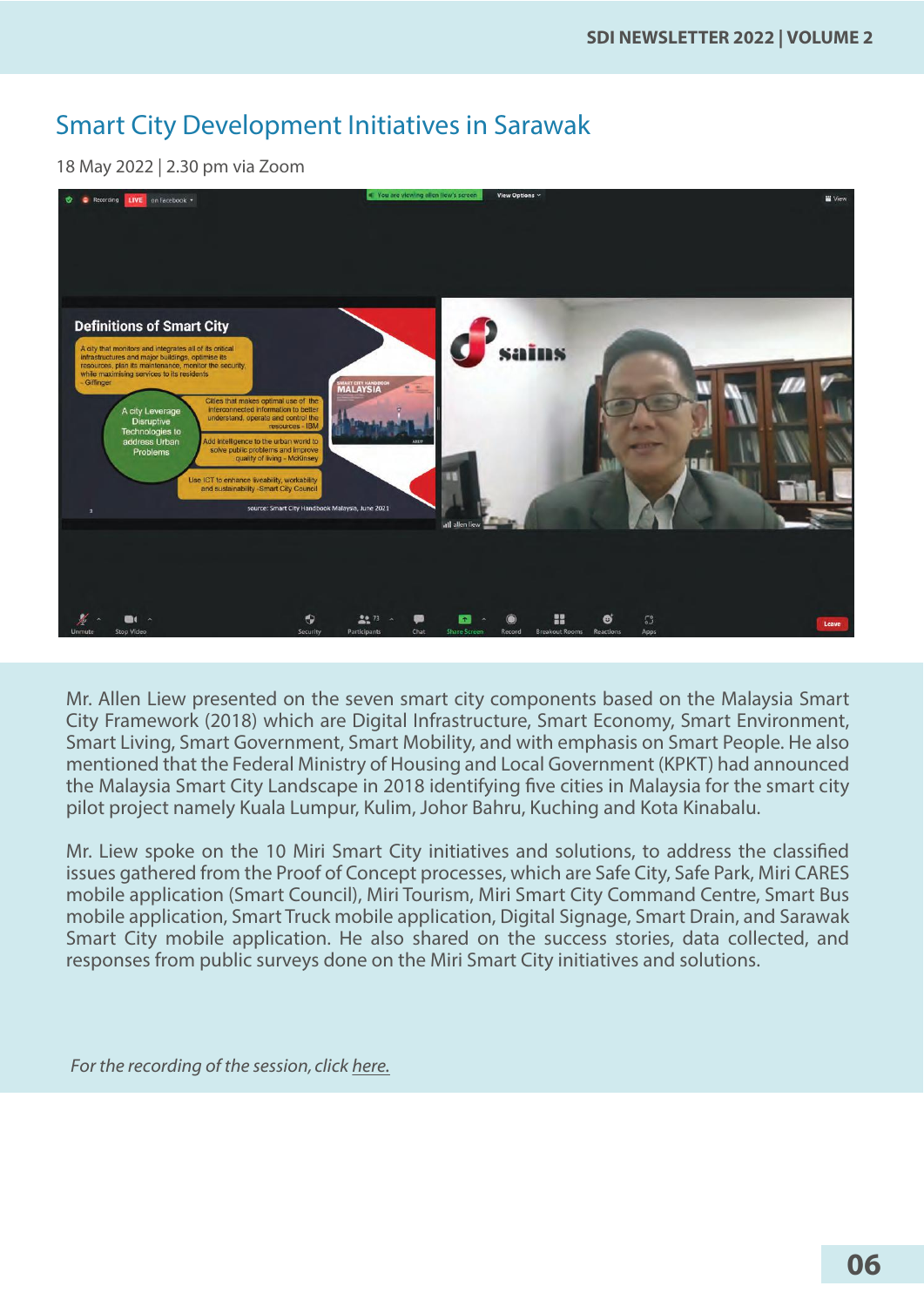# Smart City Development Initiatives in Sarawak

18 May 2022 | 2.30 pm via Zoom

Mr. Allen Liew presented on the seven smart city components based on the Malaysia Smart City Framework (2018) which are Digital Infrastructure, Smart Economy, Smart Environment, Smart Living, Smart Government, Smart Mobility, and with emphasis on Smart People. He also mentioned that the Federal Ministry of Housing and Local Government (KPKT) had announced the Malaysia Smart City Landscape in 2018 identifying five cities in Malaysia for the smart city pilot project namely Kuala Lumpur, Kulim, Johor Bahru, Kuching and Kota Kinabalu.

Mr. Liew spoke on the 10 Miri Smart City initiatives and solutions, to address the classified issues gathered from the Proof of Concept processes, which are Safe City, Safe Park, Miri CARES mobile application (Smart Council), Miri Tourism, Miri Smart City Command Centre, Smart Bus mobile application, Smart Truck mobile application, Digital Signage, Smart Drain, and Sarawak Smart City mobile application. He also shared on the success stories, data collected, and responses from public surveys done on the Miri Smart City initiatives and solutions.

*For the recording of the session, click here.*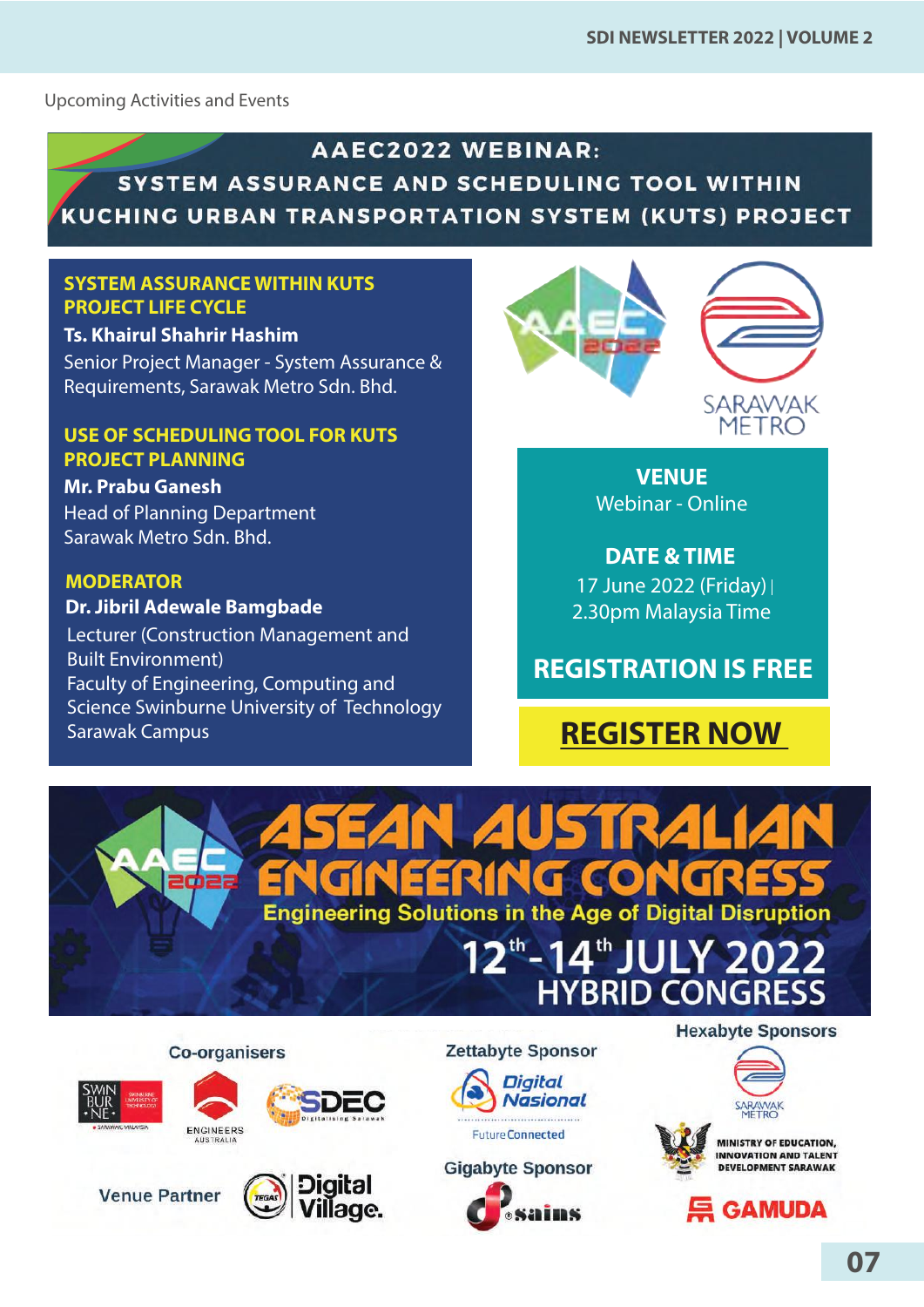Upcoming Activities and Events

# AAEC2022 WEBINAR: SYSTEM ASSURANCE AND SCHEDULING TOOL WITHIN KUCHING URBAN TRANSPORTATION SYSTEM (KUTS) PROJECT

**SYSTEM ASSURANCE WITHIN KUTS PROJECT LIFE CYCLE**

**Ts. Khairul Shahrir Hashim**
Senior Project Manager - System Assurance & Requirements, Sarawak Metro Sdn. Bhd.

**USE OF SCHEDULING TOOL FOR KUTS PROJECT PLANNING**

**Mr. Prabu Ganesh**
Head of Planning Department
Sarawak Metro Sdn. Bhd.

**MODERATOR**

**Dr. Jibril Adewale Bamgbade**
Lecturer (Construction Management and Built Environment)
Faculty of Engineering, Computing and Science Swinburne University of Technology Sarawak Campus

AAEC 2022 | SARAWAK METRO

**VENUE**
Webinar - Online

**DATE & TIME**
17 June 2022 (Friday) |
2.30pm Malaysia Time

**REGISTRATION IS FREE**

**REGISTER NOW**

## ASEAN AUSTRALIAN ENGINEERING CONGRESS

Engineering Solutions in the Age of Digital Disruption

12th - 14th JULY 2022
HYBRID CONGRESS

**Co-organisers**
Swinburne University of Technology Sarawak Malaysia, Engineers Australia, SDEC Digitalising Sarawak

**Venue Partner**
Digital Village

**Zettabyte Sponsor**
Digital Nasional – Future Connected

**Gigabyte Sponsor**
Sains

**Hexabyte Sponsors**
Sarawak Metro, Ministry of Education, Innovation and Talent Development Sarawak, Gamuda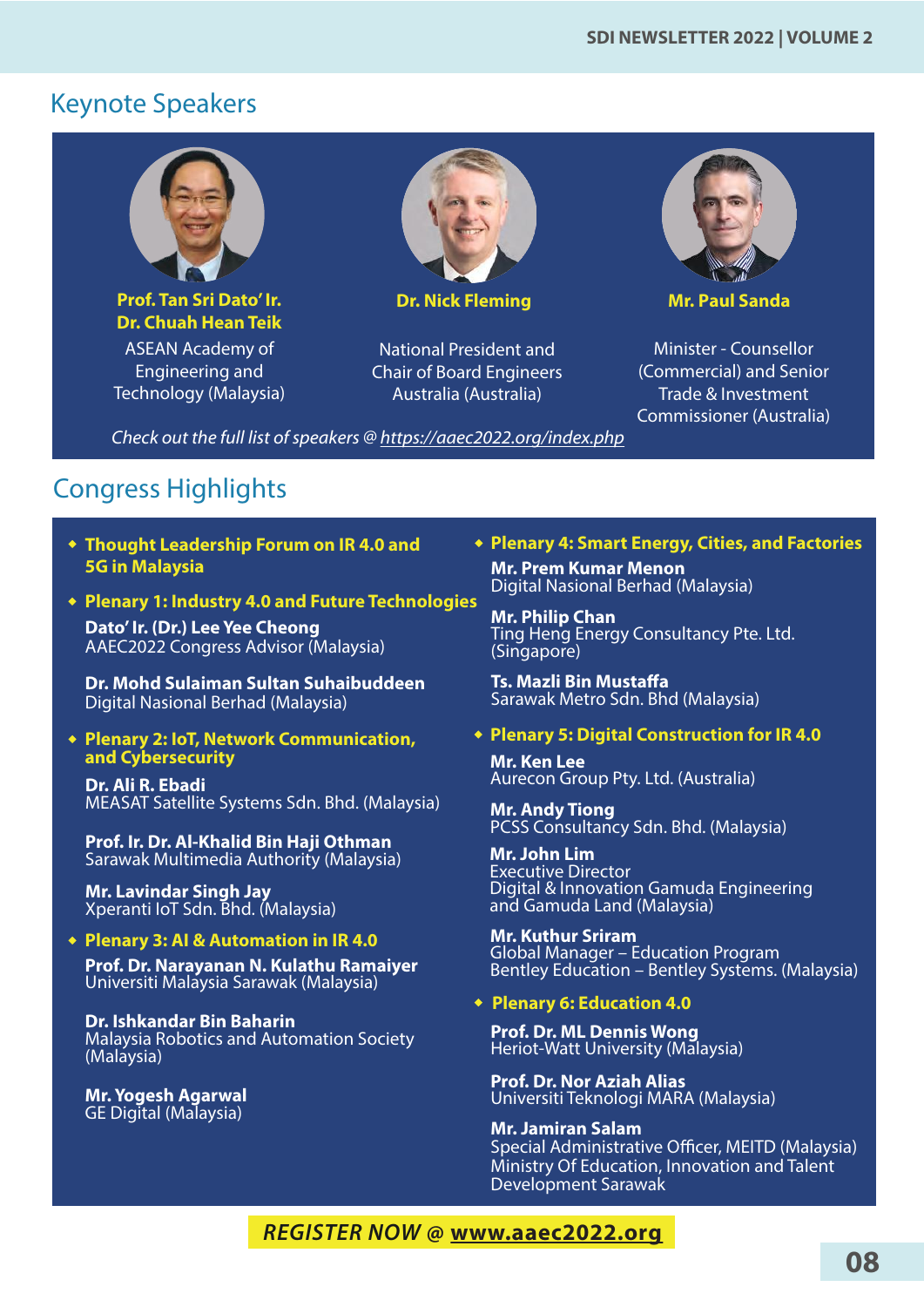## Keynote Speakers

**Prof. Tan Sri Dato' Ir. Dr. Chuah Hean Teik**
ASEAN Academy of Engineering and Technology (Malaysia)

**Dr. Nick Fleming**
National President and Chair of Board Engineers Australia (Australia)

**Mr. Paul Sanda**
Minister - Counsellor (Commercial) and Senior Trade & Investment Commissioner (Australia)

*Check out the full list of speakers @ https://aaec2022.org/index.php*

## Congress Highlights

- **Thought Leadership Forum on IR 4.0 and 5G in Malaysia**

- **Plenary 1: Industry 4.0 and Future Technologies**

  **Dato' Ir. (Dr.) Lee Yee Cheong**
  AAEC2022 Congress Advisor (Malaysia)

  **Dr. Mohd Sulaiman Sultan Suhaibuddeen**
  Digital Nasional Berhad (Malaysia)

- **Plenary 2: IoT, Network Communication, and Cybersecurity**

  **Dr. Ali R. Ebadi**
  MEASAT Satellite Systems Sdn. Bhd. (Malaysia)

  **Prof. Ir. Dr. Al-Khalid Bin Haji Othman**
  Sarawak Multimedia Authority (Malaysia)

  **Mr. Lavindar Singh Jay**
  Xperanti IoT Sdn. Bhd. (Malaysia)

- **Plenary 3: AI & Automation in IR 4.0**

  **Prof. Dr. Narayanan N. Kulathu Ramaiyer**
  Universiti Malaysia Sarawak (Malaysia)

  **Dr. Ishkandar Bin Baharin**
  Malaysia Robotics and Automation Society (Malaysia)

  **Mr. Yogesh Agarwal**
  GE Digital (Malaysia)

- **Plenary 4: Smart Energy, Cities, and Factories**

  **Mr. Prem Kumar Menon**
  Digital Nasional Berhad (Malaysia)

  **Mr. Philip Chan**
  Ting Heng Energy Consultancy Pte. Ltd. (Singapore)

  **Ts. Mazli Bin Mustaffa**
  Sarawak Metro Sdn. Bhd (Malaysia)

- **Plenary 5: Digital Construction for IR 4.0**

  **Mr. Ken Lee**
  Aurecon Group Pty. Ltd. (Australia)

  **Mr. Andy Tiong**
  PCSS Consultancy Sdn. Bhd. (Malaysia)

  **Mr. John Lim**
  Executive Director
  Digital & Innovation Gamuda Engineering and Gamuda Land (Malaysia)

  **Mr. Kuthur Sriram**
  Global Manager – Education Program
  Bentley Education – Bentley Systems. (Malaysia)

- **Plenary 6: Education 4.0**

  **Prof. Dr. ML Dennis Wong**
  Heriot-Watt University (Malaysia)

  **Prof. Dr. Nor Aziah Alias**
  Universiti Teknologi MARA (Malaysia)

  **Mr. Jamiran Salam**
  Special Administrative Officer, MEITD (Malaysia)
  Ministry Of Education, Innovation and Talent Development Sarawak

***REGISTER NOW @ www.aaec2022.org***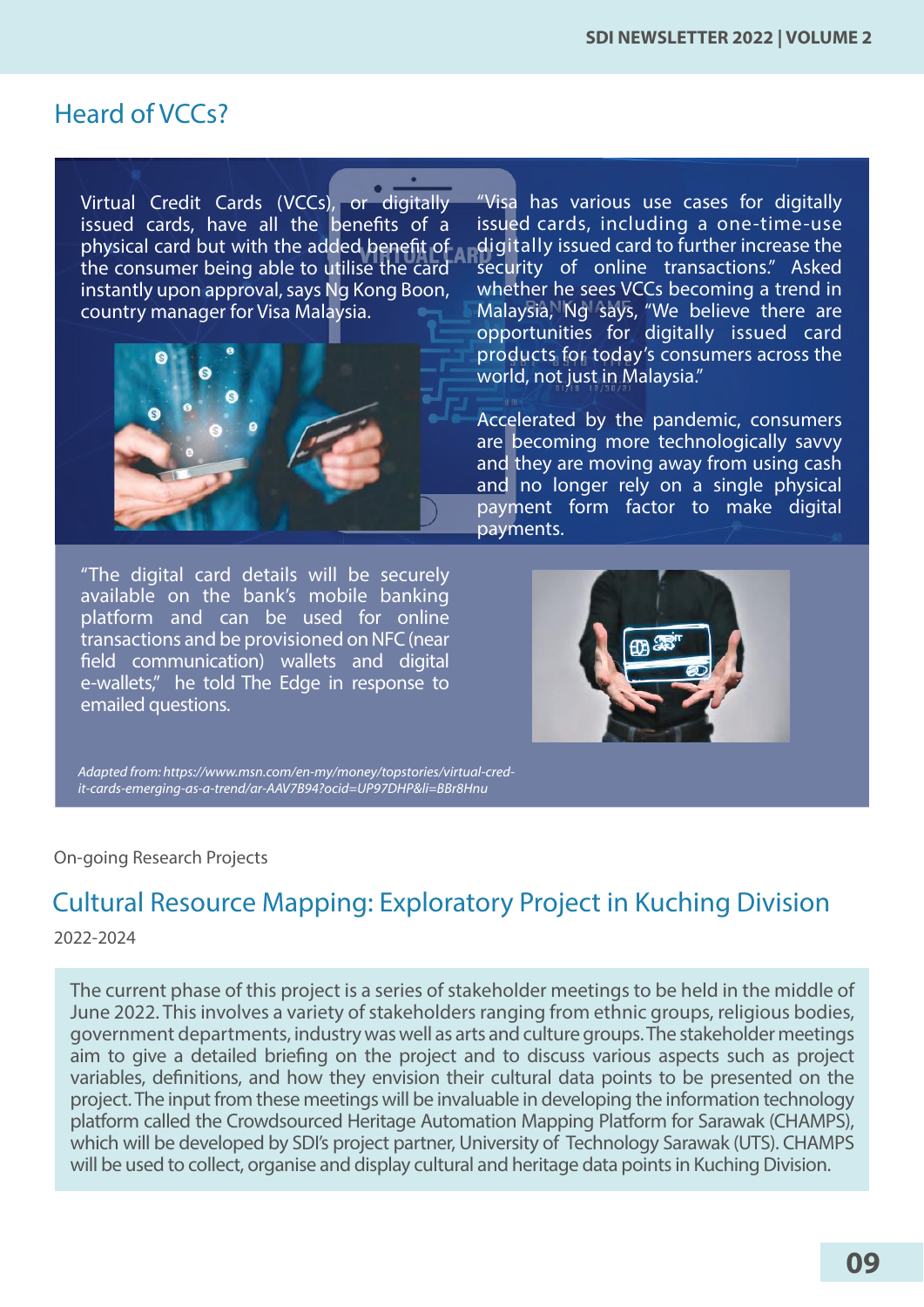## Heard of VCCs?

Virtual Credit Cards (VCCs), or digitally issued cards, have all the benefits of a physical card but with the added benefit of the consumer being able to utilise the card instantly upon approval, says Ng Kong Boon, country manager for Visa Malaysia.

"Visa has various use cases for digitally issued cards, including a one-time-use digitally issued card to further increase the security of online transactions." Asked whether he sees VCCs becoming a trend in Malaysia, Ng says, "We believe there are opportunities for digitally issued card products for today's consumers across the world, not just in Malaysia."

Accelerated by the pandemic, consumers are becoming more technologically savvy and they are moving away from using cash and no longer rely on a single physical payment form factor to make digital payments.

"The digital card details will be securely available on the bank's mobile banking platform and can be used for online transactions and be provisioned on NFC (near field communication) wallets and digital e-wallets," he told The Edge in response to emailed questions.

*Adapted from: https://www.msn.com/en-my/money/topstories/virtual-credit-cards-emerging-as-a-trend/ar-AAV7B94?ocid=UP97DHP&li=BBr8Hnu*

On-going Research Projects

## Cultural Resource Mapping: Exploratory Project in Kuching Division

2022-2024

The current phase of this project is a series of stakeholder meetings to be held in the middle of June 2022. This involves a variety of stakeholders ranging from ethnic groups, religious bodies, government departments, industry was well as arts and culture groups. The stakeholder meetings aim to give a detailed briefing on the project and to discuss various aspects such as project variables, definitions, and how they envision their cultural data points to be presented on the project. The input from these meetings will be invaluable in developing the information technology platform called the Crowdsourced Heritage Automation Mapping Platform for Sarawak (CHAMPS), which will be developed by SDI's project partner, University of Technology Sarawak (UTS). CHAMPS will be used to collect, organise and display cultural and heritage data points in Kuching Division.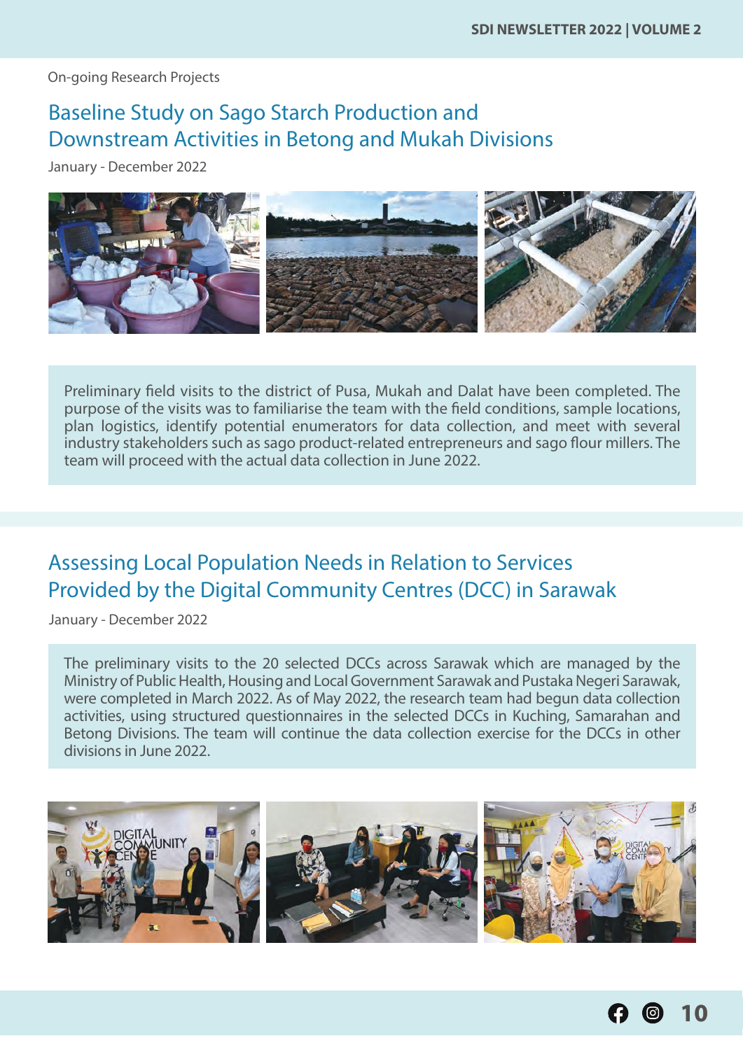On-going Research Projects

## Baseline Study on Sago Starch Production and Downstream Activities in Betong and Mukah Divisions

January - December 2022

Preliminary field visits to the district of Pusa, Mukah and Dalat have been completed. The purpose of the visits was to familiarise the team with the field conditions, sample locations, plan logistics, identify potential enumerators for data collection, and meet with several industry stakeholders such as sago product-related entrepreneurs and sago flour millers. The team will proceed with the actual data collection in June 2022.

## Assessing Local Population Needs in Relation to Services Provided by the Digital Community Centres (DCC) in Sarawak

January - December 2022

The preliminary visits to the 20 selected DCCs across Sarawak which are managed by the Ministry of Public Health, Housing and Local Government Sarawak and Pustaka Negeri Sarawak, were completed in March 2022. As of May 2022, the research team had begun data collection activities, using structured questionnaires in the selected DCCs in Kuching, Samarahan and Betong Divisions. The team will continue the data collection exercise for the DCCs in other divisions in June 2022.